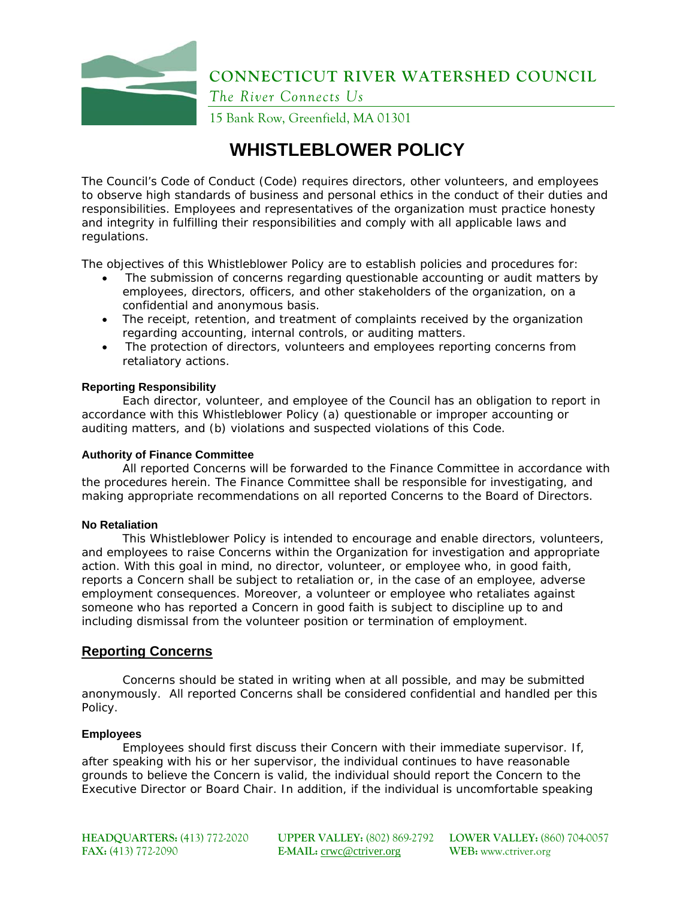**CONNECTICUT RIVER WATERSHED COUNCIL**

*The River Connects Us*

15 Bank Row, Greenfield, MA 01301

# WHISTLEBLOWER POLICY

The Council's Code of Conduct (Code) requires directors, other volunteers, and employees to observe high standards of business and personal ethics in the conduct of their duties and responsibilities. Employees and representatives of the organization must practice honesty and integrity in fulfilling their responsibilities and comply with all applicable laws and regulations.

The objectives of this Whistleblower Policy are to establish policies and procedures for:

- The submission of concerns regarding questionable accounting or audit matters by employees, directors, officers, and other stakeholders of the organization, on a confidential and anonymous basis.
- The receipt, retention, and treatment of complaints received by the organization regarding accounting, internal controls, or auditing matters.
- The protection of directors, volunteers and employees reporting concerns from retaliatory actions.

#### Reporting Responsibility

Each director, volunteer, and employee of the Council has an obligation to report in accordance with this Whistleblower Policy (a) questionable or improper accounting or auditing matters, and (b) violations and suspected violations of this Code.

#### Authority of Finance Committee

All reported Concerns will be forwarded to the Finance Committee in accordance with the procedures herein. The Finance Committee shall be responsible for investigating, and making appropriate recommendations on all reported Concerns to the Board of Directors.

#### No Retaliation

This Whistleblower Policy is intended to encourage and enable directors, volunteers, and employees to raise Concerns within the Organization for investigation and appropriate action. With this goal in mind, no director, volunteer, or employee who, in good faith, reports a Concern shall be subject to retaliation or, in the case of an employee, adverse employment consequences. Moreover, a volunteer or employee who retaliates against someone who has reported a Concern in good faith is subject to discipline up to and including dismissal from the volunteer position or termination of employment.

## Reporting Concerns

Concerns should be stated in writing when at all possible, and may be submitted anonymously. All reported Concerns shall be considered confidential and handled per this Policy.

#### Employees

Employees should first discuss their Concern with their immediate supervisor. If, after speaking with his or her supervisor, the individual continues to have reasonable grounds to believe the Concern is valid, the individual should report the Concern to the Executive Director or Board Chair. In addition, if the individual is uncomfortable speaking

**HEADQUARTERS:** (413) 772-2020 **FAX:** (413) 772-2090 **UPPER VALLEY:** (802) 869-2792 **E-MAIL:** crwc@ctriver.org **LOWER VALLEY:** (860) 704-0057 **WEB:** www.ctriver.org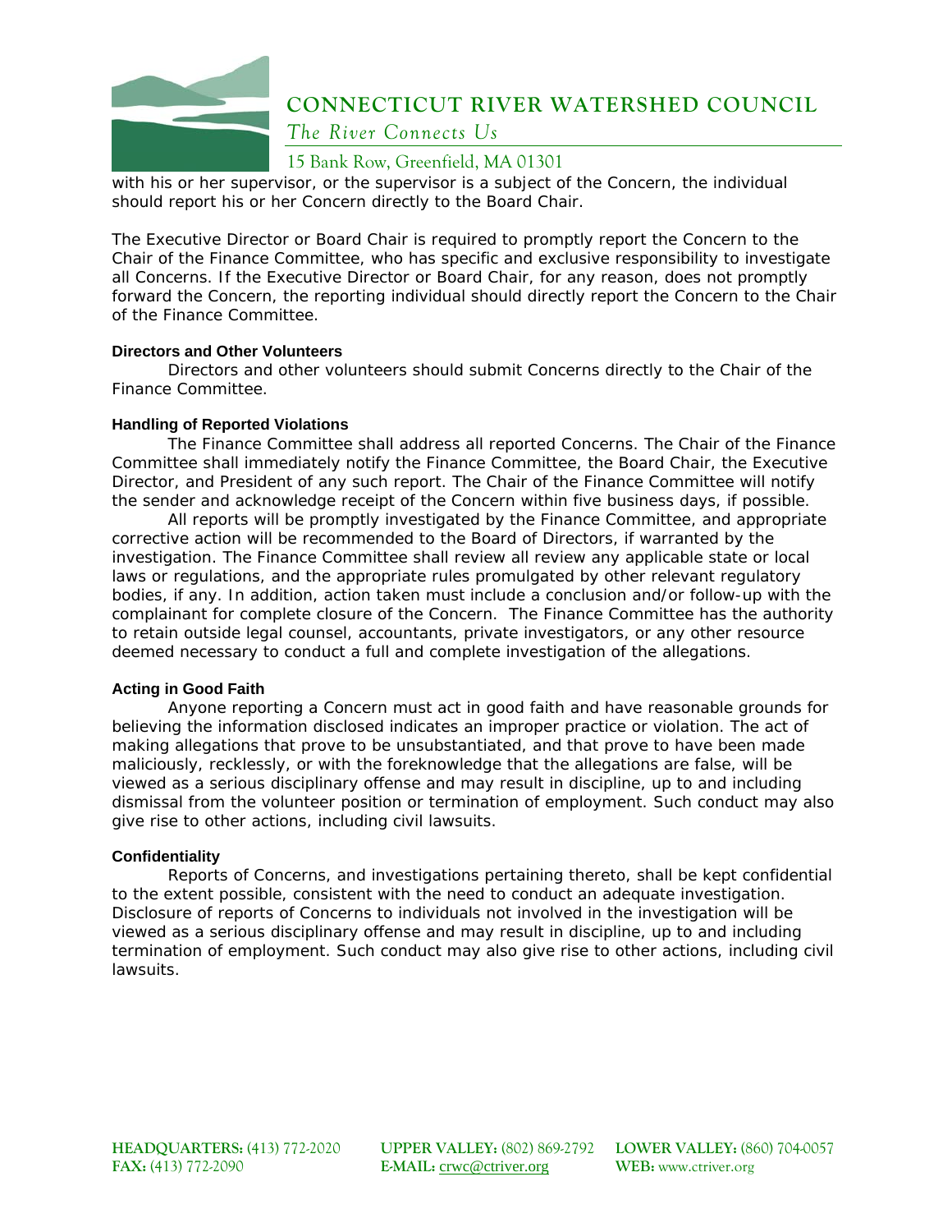with his or her supervisor, or the supervisor is a subject of the Concern, the individual should report his or her Concern directly to the Board Chair.

The Executive Director or Board Chair is required to promptly report the Concern to the Chair of the Finance Committee, who has specific and exclusive responsibility to investigate all Concerns. If the Executive Director or Board Chair, for any reason, does not promptly forward the Concern, the reporting individual should directly report the Concern to the Chair of the Finance Committee.

**Directors and Other Volunteers**

Directors and other volunteers should submit Concerns directly to the Chair of the Finance Committee.

**Handling of Reported Violations**

The Finance Committee shall address all reported Concerns. The Chair of the Finance Committee shall immediately notify the Finance Committee, the Board Chair, the Executive Director, and President of any such report. The Chair of the Finance Committee will notify the sender and acknowledge receipt of the Concern within five business days, if possible.

All reports will be promptly investigated by the Finance Committee, and appropriate corrective action will be recommended to the Board of Directors, if warranted by the investigation. The Finance Committee shall review all review any applicable state or local laws or regulations, and the appropriate rules promulgated by other relevant regulatory bodies, if any. In addition, action taken must include a conclusion and/or follow-up with the complainant for complete closure of the Concern. The Finance Committee has the authority to retain outside legal counsel, accountants, private investigators, or any other resource deemed necessary to conduct a full and complete investigation of the allegations.

**Acting in Good Faith**

Anyone reporting a Concern must act in good faith and have reasonable grounds for believing the information disclosed indicates an improper practice or violation. The act of making allegations that prove to be unsubstantiated, and that prove to have been made maliciously, recklessly, or with the foreknowledge that the allegations are false, will be viewed as a serious disciplinary offense and may result in discipline, up to and including dismissal from the volunteer position or termination of employment. Such conduct may also give rise to other actions, including civil lawsuits.

**Confidentiality**

Reports of Concerns, and investigations pertaining thereto, shall be kept confidential to the extent possible, consistent with the need to conduct an adequate investigation. Disclosure of reports of Concerns to individuals not involved in the investigation will be viewed as a serious disciplinary offense and may result in discipline, up to and including termination of employment. Such conduct may also give rise to other actions, including civil lawsuits.